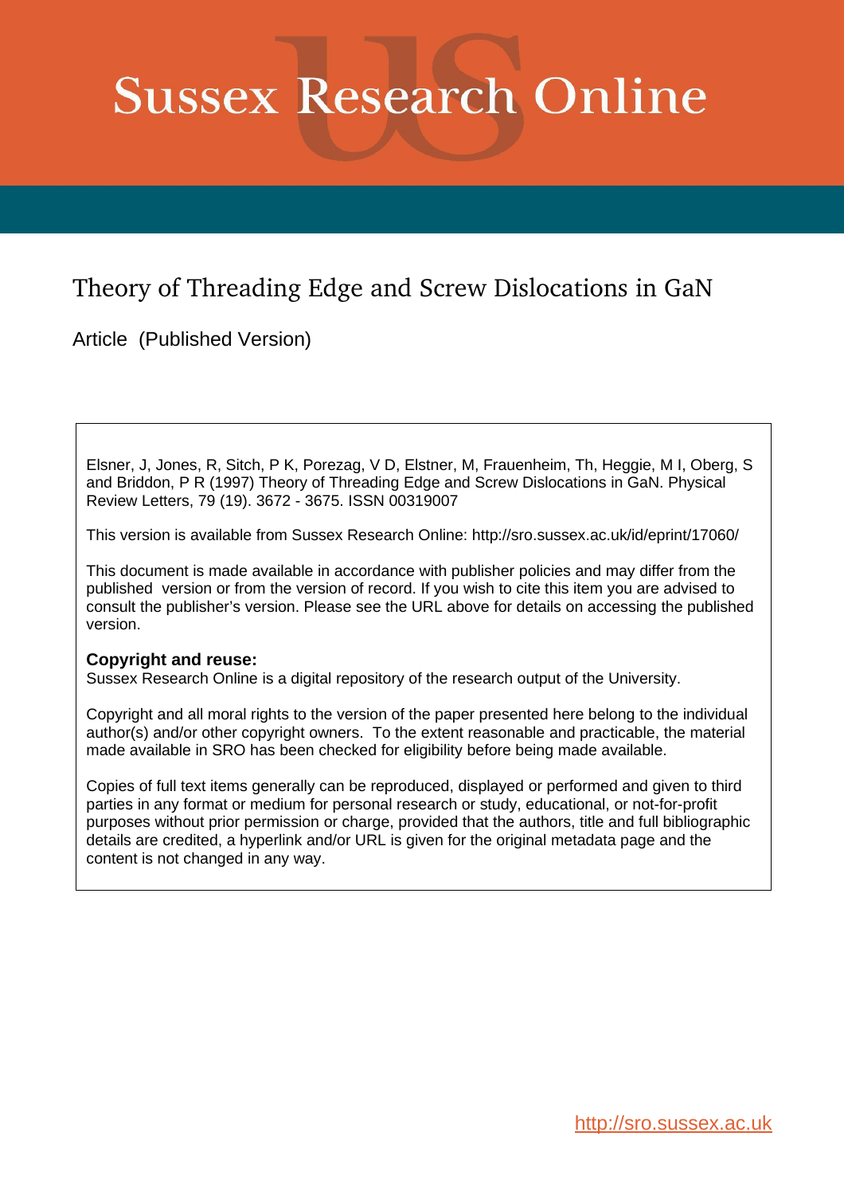# Sussex Research Online

## Theory of Threading Edge and Screw Dislocations in GaN

Article (Published Version)

Elsner, J, Jones, R, Sitch, P K, Porezag, V D, Elstner, M, Frauenheim, Th, Heggie, M I, Oberg, S and Briddon, P R (1997) Theory of Threading Edge and Screw Dislocations in GaN. Physical Review Letters, 79 (19). 3672 - 3675. ISSN 00319007

This version is available from Sussex Research Online: http://sro.sussex.ac.uk/id/eprint/17060/

This document is made available in accordance with publisher policies and may differ from the published version or from the version of record. If you wish to cite this item you are advised to consult the publisher's version. Please see the URL above for details on accessing the published version.

**Copyright and reuse:**
Sussex Research Online is a digital repository of the research output of the University.

Copyright and all moral rights to the version of the paper presented here belong to the individual author(s) and/or other copyright owners. To the extent reasonable and practicable, the material made available in SRO has been checked for eligibility before being made available.

Copies of full text items generally can be reproduced, displayed or performed and given to third parties in any format or medium for personal research or study, educational, or not-for-profit purposes without prior permission or charge, provided that the authors, title and full bibliographic details are credited, a hyperlink and/or URL is given for the original metadata page and the content is not changed in any way.

http://sro.sussex.ac.uk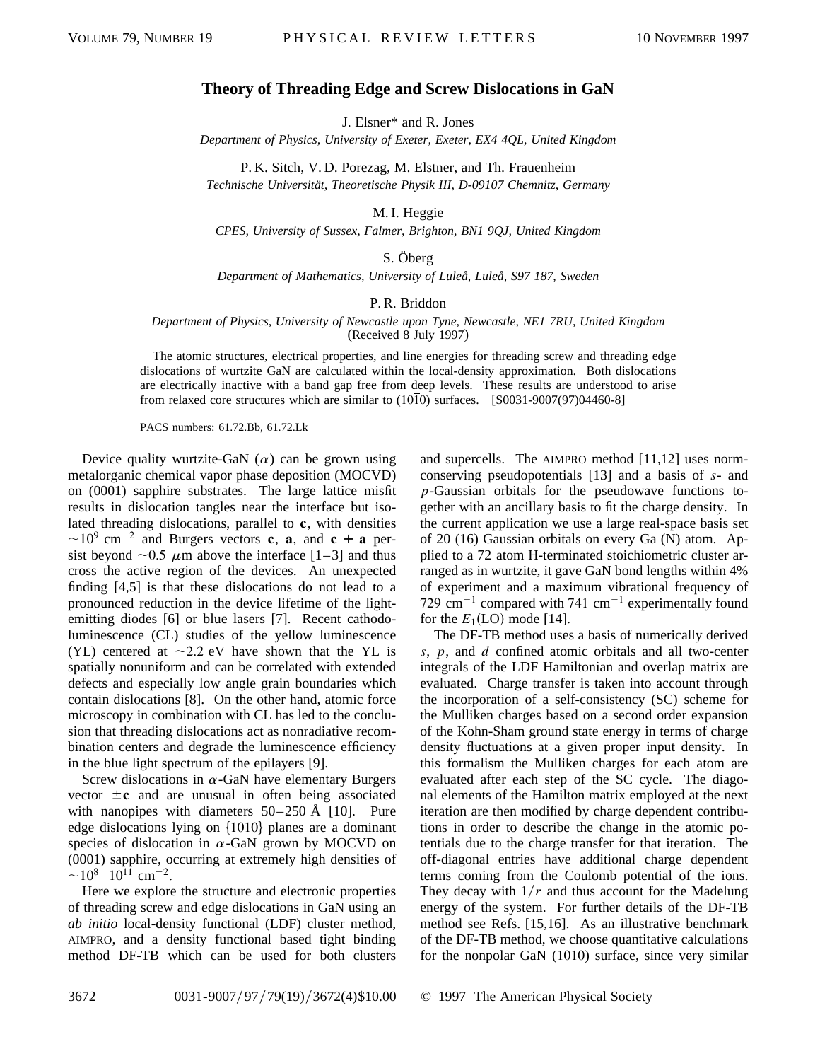# Theory of Threading Edge and Screw Dislocations in GaN

J. Elsner* and R. Jones

*Department of Physics, University of Exeter, Exeter, EX4 4QL, United Kingdom*

P. K. Sitch, V. D. Porezag, M. Elstner, and Th. Frauenheim

*Technische Universität, Theoretische Physik III, D-09107 Chemnitz, Germany*

M. I. Heggie

*CPES, University of Sussex, Falmer, Brighton, BN1 9QJ, United Kingdom*

S. Öberg

*Department of Mathematics, University of Luleå, Luleå, S97 187, Sweden*

P. R. Briddon

*Department of Physics, University of Newcastle upon Tyne, Newcastle, NE1 7RU, United Kingdom*

(Received 8 July 1997)

The atomic structures, electrical properties, and line energies for threading screw and threading edge dislocations of wurtzite GaN are calculated within the local-density approximation. Both dislocations are electrically inactive with a band gap free from deep levels. These results are understood to arise from relaxed core structures which are similar to $(10\bar{1}0)$ surfaces. [S0031-9007(97)04460-8]

PACS numbers: 61.72.Bb, 61.72.Lk

Device quality wurtzite-GaN ($\alpha$) can be grown using metalorganic chemical vapor phase deposition (MOCVD) on (0001) sapphire substrates. The large lattice misfit results in dislocation tangles near the interface but isolated threading dislocations, parallel to **c**, with densities $\sim 10^9$ cm$^{-2}$ and Burgers vectors **c**, **a**, and **c + a** persist beyond $\sim 0.5$ $\mu$m above the interface [1–3] and thus cross the active region of the devices. An unexpected finding [4,5] is that these dislocations do not lead to a pronounced reduction in the device lifetime of the light-emitting diodes [6] or blue lasers [7]. Recent cathodoluminescence (CL) studies of the yellow luminescence (YL) centered at $\sim 2.2$ eV have shown that the YL is spatially nonuniform and can be correlated with extended defects and especially low angle grain boundaries which contain dislocations [8]. On the other hand, atomic force microscopy in combination with CL has led to the conclusion that threading dislocations act as nonradiative recombination centers and degrade the luminescence efficiency in the blue light spectrum of the epilayers [9].

Screw dislocations in $\alpha$-GaN have elementary Burgers vector $\pm$**c** and are unusual in often being associated with nanopipes with diameters 50–250 Å [10]. Pure edge dislocations lying on $\{10\bar{1}0\}$ planes are a dominant species of dislocation in $\alpha$-GaN grown by MOCVD on (0001) sapphire, occurring at extremely high densities of $\sim 10^8$–$10^{11}$ cm$^{-2}$.

Here we explore the structure and electronic properties of threading screw and edge dislocations in GaN using an *ab initio* local-density functional (LDF) cluster method, AIMPRO, and a density functional based tight binding method DF-TB which can be used for both clusters and supercells. The AIMPRO method [11,12] uses norm-conserving pseudopotentials [13] and a basis of $s$- and $p$-Gaussian orbitals for the pseudowave functions together with an ancillary basis to fit the charge density. In the current application we use a large real-space basis set of 20 (16) Gaussian orbitals on every Ga (N) atom. Applied to a 72 atom H-terminated stoichiometric cluster arranged as in wurtzite, it gave GaN bond lengths within 4% of experiment and a maximum vibrational frequency of 729 cm$^{-1}$ compared with 741 cm$^{-1}$ experimentally found for the $E_1$(LO) mode [14].

The DF-TB method uses a basis of numerically derived $s$, $p$, and $d$ confined atomic orbitals and all two-center integrals of the LDF Hamiltonian and overlap matrix are evaluated. Charge transfer is taken into account through the incorporation of a self-consistency (SC) scheme for the Mulliken charges based on a second order expansion of the Kohn-Sham ground state energy in terms of charge density fluctuations at a given proper input density. In this formalism the Mulliken charges for each atom are evaluated after each step of the SC cycle. The diagonal elements of the Hamilton matrix employed at the next iteration are then modified by charge dependent contributions in order to describe the change in the atomic potentials due to the charge transfer for that iteration. The off-diagonal entries have additional charge dependent terms coming from the Coulomb potential of the ions. They decay with $1/r$ and thus account for the Madelung energy of the system. For further details of the DF-TB method see Refs. [15,16]. As an illustrative benchmark of the DF-TB method, we choose quantitative calculations for the nonpolar GaN $(10\bar{1}0)$ surface, since very similar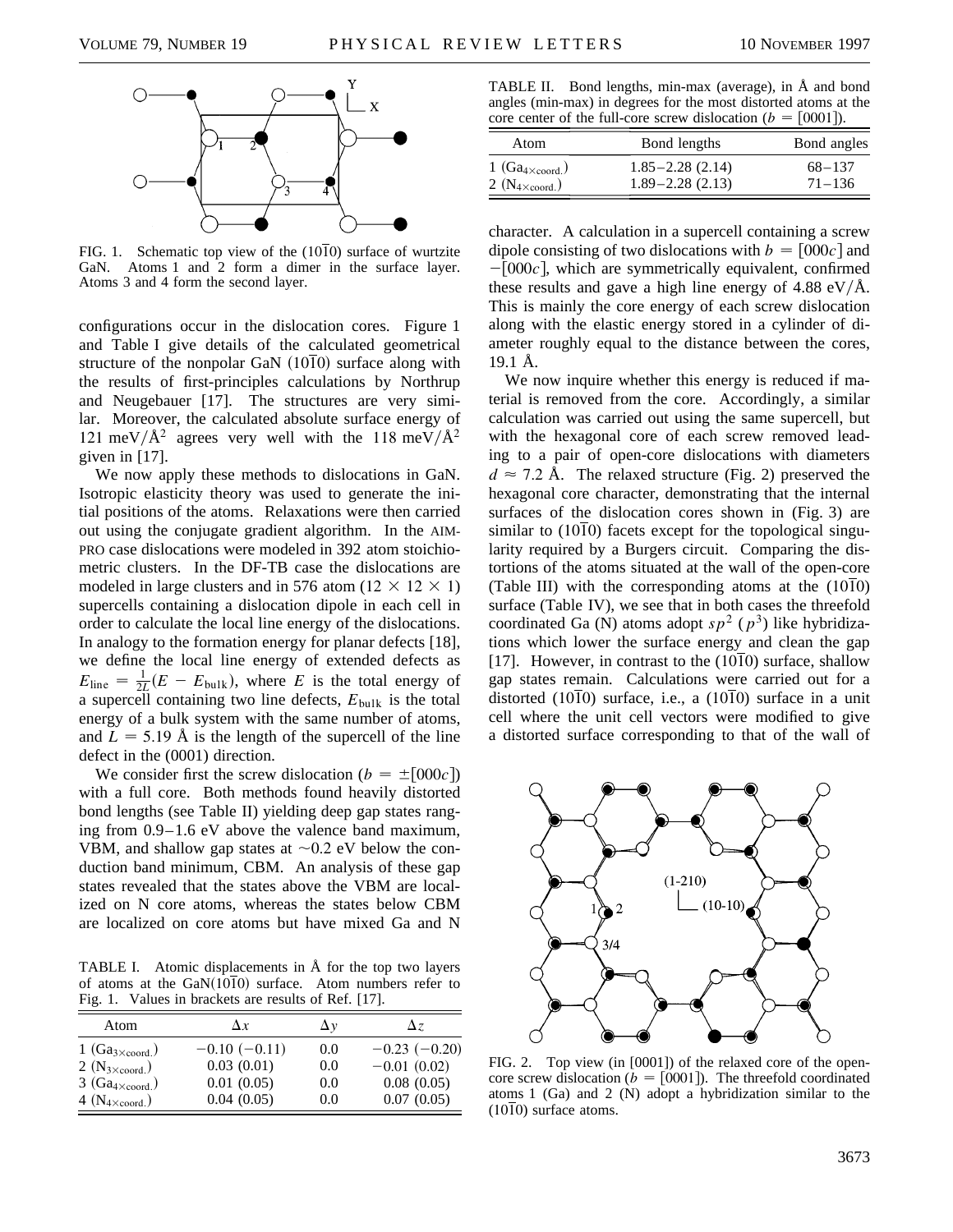FIG. 1. Schematic top view of the $(10\bar{1}0)$ surface of wurtzite GaN. Atoms 1 and 2 form a dimer in the surface layer. Atoms 3 and 4 form the second layer.

configurations occur in the dislocation cores. Figure 1 and Table I give details of the calculated geometrical structure of the nonpolar GaN $(10\bar{1}0)$ surface along with the results of first-principles calculations by Northrup and Neugebauer [17]. The structures are very similar. Moreover, the calculated absolute surface energy of 121 meV/Å$^2$ agrees very well with the 118 meV/Å$^2$ given in [17].

We now apply these methods to dislocations in GaN. Isotropic elasticity theory was used to generate the initial positions of the atoms. Relaxations were then carried out using the conjugate gradient algorithm. In the AIMPRO case dislocations were modeled in 392 atom stoichiometric clusters. In the DF-TB case the dislocations are modeled in large clusters and in 576 atom ($12 \times 12 \times 1$) supercells containing a dislocation dipole in each cell in order to calculate the local line energy of the dislocations. In analogy to the formation energy for planar defects [18], we define the local line energy of extended defects as $E_{\text{line}} = \frac{1}{2L}(E - E_{\text{bulk}})$, where $E$ is the total energy of a supercell containing two line defects, $E_{\text{bulk}}$ is the total energy of a bulk system with the same number of atoms, and $L = 5.19$ Å is the length of the supercell of the line defect in the (0001) direction.

We consider first the screw dislocation ($b = \pm[000c]$) with a full core. Both methods found heavily distorted bond lengths (see Table II) yielding deep gap states ranging from 0.9–1.6 eV above the valence band maximum, VBM, and shallow gap states at ~0.2 eV below the conduction band minimum, CBM. An analysis of these gap states revealed that the states above the VBM are localized on N core atoms, whereas the states below CBM are localized on core atoms but have mixed Ga and N character. A calculation in a supercell containing a screw dipole consisting of two dislocations with $b = [000c]$ and $-[000c]$, which are symmetrically equivalent, confirmed these results and gave a high line energy of 4.88 eV/Å. This is mainly the core energy of each screw dislocation along with the elastic energy stored in a cylinder of diameter roughly equal to the distance between the cores, 19.1 Å.

TABLE I. Atomic displacements in Å for the top two layers of atoms at the GaN$(10\bar{1}0)$ surface. Atom numbers refer to Fig. 1. Values in brackets are results of Ref. [17].

| Atom | $\Delta x$ | $\Delta y$ | $\Delta z$ |
|---|---|---|---|
| 1 ($Ga_{3\times\text{coord.}}$) | −0.10 (−0.11) | 0.0 | −0.23 (−0.20) |
| 2 ($N_{3\times\text{coord.}}$) | 0.03 (0.01) | 0.0 | −0.01 (0.02) |
| 3 ($Ga_{4\times\text{coord.}}$) | 0.01 (0.05) | 0.0 | 0.08 (0.05) |
| 4 ($N_{4\times\text{coord.}}$) | 0.04 (0.05) | 0.0 | 0.07 (0.05) |

TABLE II. Bond lengths, min-max (average), in Å and bond angles (min-max) in degrees for the most distorted atoms at the core center of the full-core screw dislocation ($b = [0001]$).

| Atom | Bond lengths | Bond angles |
|---|---|---|
| 1 ($Ga_{4\times\text{coord.}}$) | 1.85–2.28 (2.14) | 68–137 |
| 2 ($N_{4\times\text{coord.}}$) | 1.89–2.28 (2.13) | 71–136 |

We now inquire whether this energy is reduced if material is removed from the core. Accordingly, a similar calculation was carried out using the same supercell, but with the hexagonal core of each screw removed leading to a pair of open-core dislocations with diameters $d \approx 7.2$ Å. The relaxed structure (Fig. 2) preserved the hexagonal core character, demonstrating that the internal surfaces of the dislocation cores shown in (Fig. 3) are similar to $(10\bar{1}0)$ facets except for the topological singularity required by a Burgers circuit. Comparing the distortions of the atoms situated at the wall of the open-core (Table III) with the corresponding atoms at the $(10\bar{1}0)$ surface (Table IV), we see that in both cases the threefold coordinated Ga (N) atoms adopt $sp^2$ ($p^3$) like hybridizations which lower the surface energy and clean the gap [17]. However, in contrast to the $(10\bar{1}0)$ surface, shallow gap states remain. Calculations were carried out for a distorted $(10\bar{1}0)$ surface, i.e., a $(10\bar{1}0)$ surface in a unit cell where the unit cell vectors were modified to give a distorted surface corresponding to that of the wall of

FIG. 2. Top view (in [0001]) of the relaxed core of the open-core screw dislocation ($b = [0001]$). The threefold coordinated atoms 1 (Ga) and 2 (N) adopt a hybridization similar to the $(10\bar{1}0)$ surface atoms.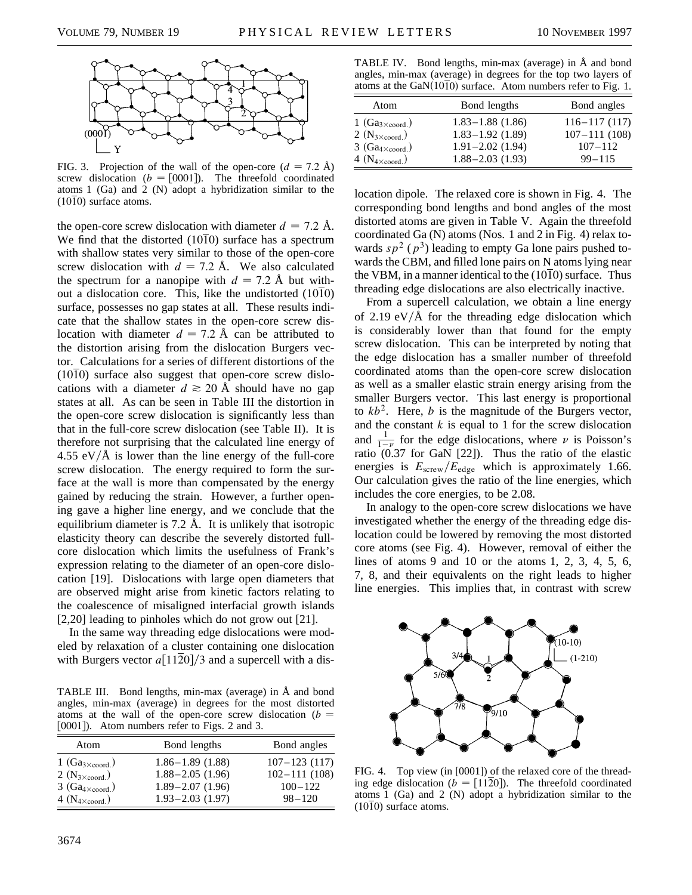FIG. 3. Projection of the wall of the open-core ($d = 7.2$ Å) screw dislocation ($b = [0001]$). The threefold coordinated atoms 1 (Ga) and 2 (N) adopt a hybridization similar to the $(10\bar{1}0)$ surface atoms.

the open-core screw dislocation with diameter $d = 7.2$ Å. We find that the distorted $(10\bar{1}0)$ surface has a spectrum with shallow states very similar to those of the open-core screw dislocation with $d = 7.2$ Å. We also calculated the spectrum for a nanopipe with $d = 7.2$ Å but without a dislocation core. This, like the undistorted $(10\bar{1}0)$ surface, possesses no gap states at all. These results indicate that the shallow states in the open-core screw dislocation with diameter $d = 7.2$ Å can be attributed to the distortion arising from the dislocation Burgers vector. Calculations for a series of different distortions of the $(10\bar{1}0)$ surface also suggest that open-core screw dislocations with a diameter $d \gtrsim 20$ Å should have no gap states at all. As can be seen in Table III the distortion in the open-core screw dislocation is significantly less than that in the full-core screw dislocation (see Table II). It is therefore not surprising that the calculated line energy of 4.55 eV/Å is lower than the line energy of the full-core screw dislocation. The energy required to form the surface at the wall is more than compensated by the energy gained by reducing the strain. However, a further opening gave a higher line energy, and we conclude that the equilibrium diameter is 7.2 Å. It is unlikely that isotropic elasticity theory can describe the severely distorted full-core dislocation which limits the usefulness of Frank's expression relating to the diameter of an open-core dislocation [19]. Dislocations with large open diameters that are observed might arise from kinetic factors relating to the coalescence of misaligned interfacial growth islands [2,20] leading to pinholes which do not grow out [21].

In the same way threading edge dislocations were modeled by relaxation of a cluster containing one dislocation with Burgers vector $a[11\bar{2}0]/3$ and a supercell with a dislocation dipole. The relaxed core is shown in Fig. 4. The corresponding bond lengths and bond angles of the most distorted atoms are given in Table V. Again the threefold coordinated Ga (N) atoms (Nos. 1 and 2 in Fig. 4) relax towards $sp^2$ ($p^3$) leading to empty Ga lone pairs pushed towards the CBM, and filled lone pairs on N atoms lying near the VBM, in a manner identical to the $(10\bar{1}0)$ surface. Thus threading edge dislocations are also electrically inactive.

TABLE III. Bond lengths, min-max (average) in Å and bond angles, min-max (average) in degrees for the most distorted atoms at the wall of the open-core screw dislocation ($b = [0001]$). Atom numbers refer to Figs. 2 and 3.

| Atom | Bond lengths | Bond angles |
|---|---|---|
| 1 ($Ga_{3\times coord.}$) | 1.86–1.89 (1.88) | 107–123 (117) |
| 2 ($N_{3\times coord.}$) | 1.88–2.05 (1.96) | 102–111 (108) |
| 3 ($Ga_{4\times coord.}$) | 1.89–2.07 (1.96) | 100–122 |
| 4 ($N_{4\times coord.}$) | 1.93–2.03 (1.97) | 98–120 |

TABLE IV. Bond lengths, min-max (average) in Å and bond angles, min-max (average) in degrees for the top two layers of atoms at the GaN$(10\bar{1}0)$ surface. Atom numbers refer to Fig. 1.

| Atom | Bond lengths | Bond angles |
|---|---|---|
| 1 ($Ga_{3\times coord.}$) | 1.83–1.88 (1.86) | 116–117 (117) |
| 2 ($N_{3\times coord.}$) | 1.83–1.92 (1.89) | 107–111 (108) |
| 3 ($Ga_{4\times coord.}$) | 1.91–2.02 (1.94) | 107–112 |
| 4 ($N_{4\times coord.}$) | 1.88–2.03 (1.93) | 99–115 |

From a supercell calculation, we obtain a line energy of 2.19 eV/Å for the threading edge dislocation which is considerably lower than that found for the empty screw dislocation. This can be interpreted by noting that the edge dislocation has a smaller number of threefold coordinated atoms than the open-core screw dislocation as well as a smaller elastic strain energy arising from the smaller Burgers vector. This last energy is proportional to $kb^2$. Here, $b$ is the magnitude of the Burgers vector, and the constant $k$ is equal to 1 for the screw dislocation and $\frac{1}{1-\nu}$ for the edge dislocations, where $\nu$ is Poisson's ratio (0.37 for GaN [22]). Thus the ratio of the elastic energies is $E_{screw}/E_{edge}$ which is approximately 1.66. Our calculation gives the ratio of the line energies, which includes the core energies, to be 2.08.

In analogy to the open-core screw dislocations we have investigated whether the energy of the threading edge dislocation could be lowered by removing the most distorted core atoms (see Fig. 4). However, removal of either the lines of atoms 9 and 10 or the atoms 1, 2, 3, 4, 5, 6, 7, 8, and their equivalents on the right leads to higher line energies. This implies that, in contrast with screw

FIG. 4. Top view (in [0001]) of the relaxed core of the threading edge dislocation ($b = [11\bar{2}0]$). The threefold coordinated atoms 1 (Ga) and 2 (N) adopt a hybridization similar to the $(10\bar{1}0)$ surface atoms.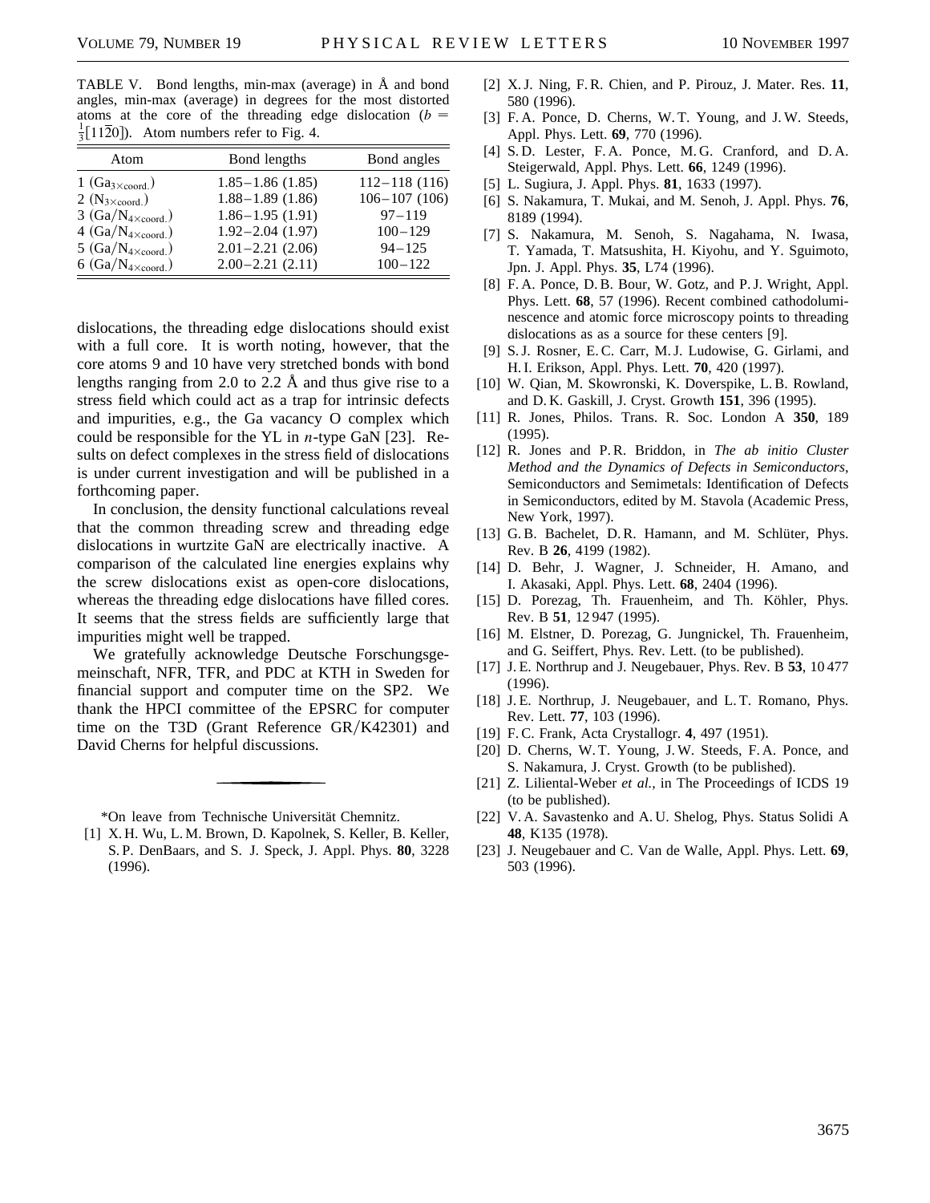TABLE V. Bond lengths, min-max (average) in Å and bond angles, min-max (average) in degrees for the most distorted atoms at the core of the threading edge dislocation ($b = \frac{1}{3}[11\bar{2}0]$). Atom numbers refer to Fig. 4.

| Atom | Bond lengths | Bond angles |
|---|---|---|
| 1 ($Ga_{3\times coord.}$) | 1.85–1.86 (1.85) | 112–118 (116) |
| 2 ($N_{3\times coord.}$) | 1.88–1.89 (1.86) | 106–107 (106) |
| 3 ($Ga/N_{4\times coord.}$) | 1.86–1.95 (1.91) | 97–119 |
| 4 ($Ga/N_{4\times coord.}$) | 1.92–2.04 (1.97) | 100–129 |
| 5 ($Ga/N_{4\times coord.}$) | 2.01–2.21 (2.06) | 94–125 |
| 6 ($Ga/N_{4\times coord.}$) | 2.00–2.21 (2.11) | 100–122 |

dislocations, the threading edge dislocations should exist with a full core. It is worth noting, however, that the core atoms 9 and 10 have very stretched bonds with bond lengths ranging from 2.0 to 2.2 Å and thus give rise to a stress field which could act as a trap for intrinsic defects and impurities, e.g., the Ga vacancy O complex which could be responsible for the YL in *n*-type GaN [23]. Results on defect complexes in the stress field of dislocations is under current investigation and will be published in a forthcoming paper.

In conclusion, the density functional calculations reveal that the common threading screw and threading edge dislocations in wurtzite GaN are electrically inactive. A comparison of the calculated line energies explains why the screw dislocations exist as open-core dislocations, whereas the threading edge dislocations have filled cores. It seems that the stress fields are sufficiently large that impurities might well be trapped.

We gratefully acknowledge Deutsche Forschungsgemeinschaft, NFR, TFR, and PDC at KTH in Sweden for financial support and computer time on the SP2. We thank the HPCI committee of the EPSRC for computer time on the T3D (Grant Reference GR/K42301) and David Cherns for helpful discussions.

---

*On leave from Technische Universität Chemnitz.

[1] X. H. Wu, L. M. Brown, D. Kapolnek, S. Keller, B. Keller, S. P. DenBaars, and S. J. Speck, J. Appl. Phys. **80**, 3228 (1996).

[2] X. J. Ning, F. R. Chien, and P. Pirouz, J. Mater. Res. **11**, 580 (1996).

[3] F. A. Ponce, D. Cherns, W. T. Young, and J. W. Steeds, Appl. Phys. Lett. **69**, 770 (1996).

[4] S. D. Lester, F. A. Ponce, M. G. Cranford, and D. A. Steigerwald, Appl. Phys. Lett. **66**, 1249 (1996).

[5] L. Sugiura, J. Appl. Phys. **81**, 1633 (1997).

[6] S. Nakamura, T. Mukai, and M. Senoh, J. Appl. Phys. **76**, 8189 (1994).

[7] S. Nakamura, M. Senoh, S. Nagahama, N. Iwasa, T. Yamada, T. Matsushita, H. Kiyohu, and Y. Sguimoto, Jpn. J. Appl. Phys. **35**, L74 (1996).

[8] F. A. Ponce, D. B. Bour, W. Gotz, and P. J. Wright, Appl. Phys. Lett. **68**, 57 (1996). Recent combined cathodoluminescence and atomic force microscopy points to threading dislocations as as a source for these centers [9].

[9] S. J. Rosner, E. C. Carr, M. J. Ludowise, G. Girlami, and H. I. Erikson, Appl. Phys. Lett. **70**, 420 (1997).

[10] W. Qian, M. Skowronski, K. Doverspike, L. B. Rowland, and D. K. Gaskill, J. Cryst. Growth **151**, 396 (1995).

[11] R. Jones, Philos. Trans. R. Soc. London A **350**, 189 (1995).

[12] R. Jones and P. R. Briddon, in *The ab initio Cluster Method and the Dynamics of Defects in Semiconductors*, Semiconductors and Semimetals: Identification of Defects in Semiconductors, edited by M. Stavola (Academic Press, New York, 1997).

[13] G. B. Bachelet, D. R. Hamann, and M. Schlüter, Phys. Rev. B **26**, 4199 (1982).

[14] D. Behr, J. Wagner, J. Schneider, H. Amano, and I. Akasaki, Appl. Phys. Lett. **68**, 2404 (1996).

[15] D. Porezag, Th. Frauenheim, and Th. Köhler, Phys. Rev. B **51**, 12 947 (1995).

[16] M. Elstner, D. Porezag, G. Jungnickel, Th. Frauenheim, and G. Seiffert, Phys. Rev. Lett. (to be published).

[17] J. E. Northrup and J. Neugebauer, Phys. Rev. B **53**, 10 477 (1996).

[18] J. E. Northrup, J. Neugebauer, and L. T. Romano, Phys. Rev. Lett. **77**, 103 (1996).

[19] F. C. Frank, Acta Crystallogr. **4**, 497 (1951).

[20] D. Cherns, W. T. Young, J. W. Steeds, F. A. Ponce, and S. Nakamura, J. Cryst. Growth (to be published).

[21] Z. Liliental-Weber *et al.,* in The Proceedings of ICDS 19 (to be published).

[22] V. A. Savastenko and A. U. Shelog, Phys. Status Solidi A **48**, K135 (1978).

[23] J. Neugebauer and C. Van de Walle, Appl. Phys. Lett. **69**, 503 (1996).